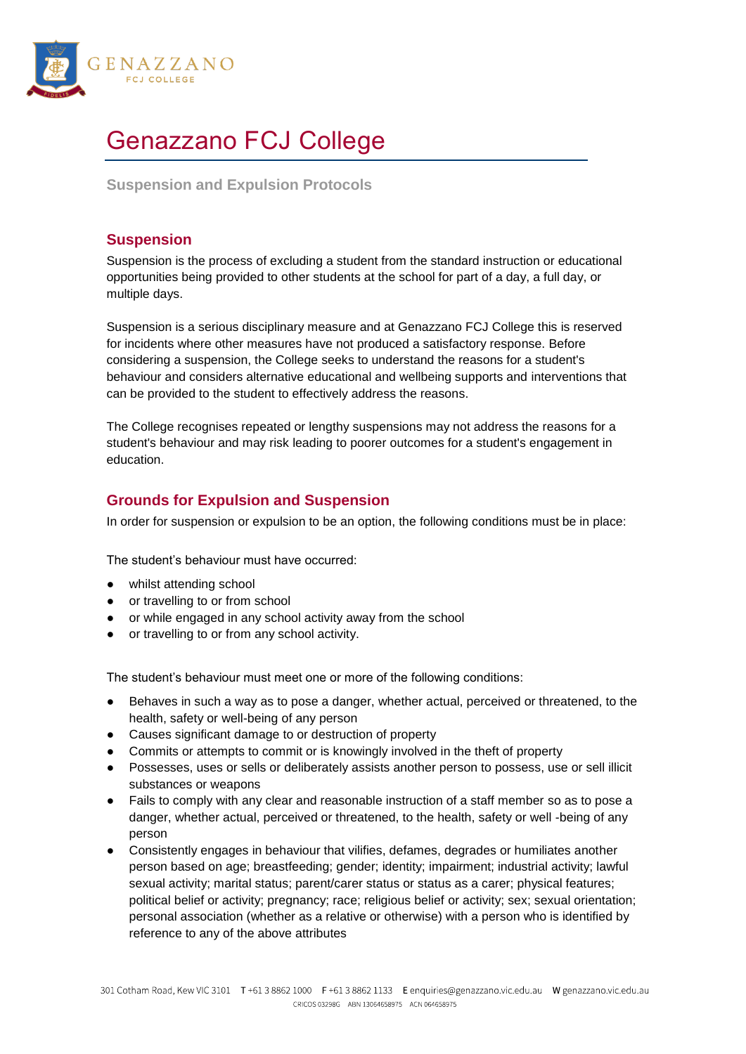# Genazzano FCJ College

**Suspension and Expulsion Protocols**

## Suspension

Suspension is the process of excluding a student from the standard instruction or educational opportunities being provided to other students at the school for part of a day, a full day, or multiple days.

Suspension is a serious disciplinary measure and at Genazzano FCJ College this is reserved for incidents where other measures have not produced a satisfactory response. Before considering a suspension, the College seeks to understand the reasons for a student's behaviour and considers alternative educational and wellbeing supports and interventions that can be provided to the student to effectively address the reasons.

The College recognises repeated or lengthy suspensions may not address the reasons for a student's behaviour and may risk leading to poorer outcomes for a student's engagement in education.

## Grounds for Expulsion and Suspension

In order for suspension or expulsion to be an option, the following conditions must be in place:

The student's behaviour must have occurred:

- whilst attending school
- or travelling to or from school
- or while engaged in any school activity away from the school
- or travelling to or from any school activity.

The student's behaviour must meet one or more of the following conditions:

- Behaves in such a way as to pose a danger, whether actual, perceived or threatened, to the health, safety or well-being of any person
- Causes significant damage to or destruction of property
- Commits or attempts to commit or is knowingly involved in the theft of property
- Possesses, uses or sells or deliberately assists another person to possess, use or sell illicit substances or weapons
- Fails to comply with any clear and reasonable instruction of a staff member so as to pose a danger, whether actual, perceived or threatened, to the health, safety or well -being of any person
- Consistently engages in behaviour that vilifies, defames, degrades or humiliates another person based on age; breastfeeding; gender; identity; impairment; industrial activity; lawful sexual activity; marital status; parent/carer status or status as a carer; physical features; political belief or activity; pregnancy; race; religious belief or activity; sex; sexual orientation; personal association (whether as a relative or otherwise) with a person who is identified by reference to any of the above attributes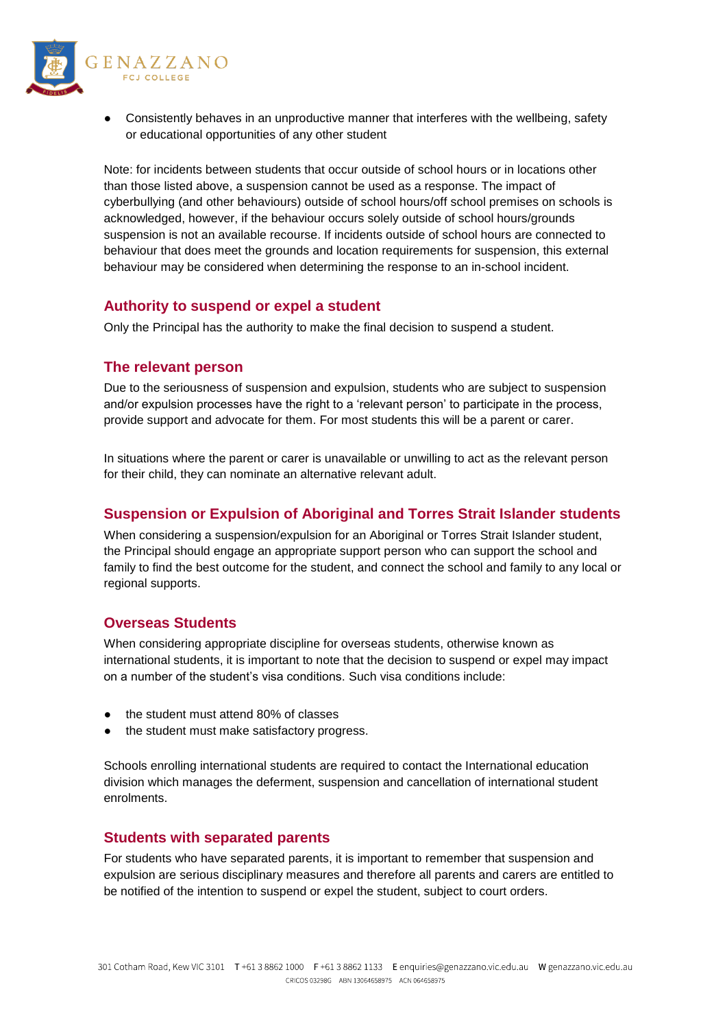- Consistently behaves in an unproductive manner that interferes with the wellbeing, safety or educational opportunities of any other student

Note: for incidents between students that occur outside of school hours or in locations other than those listed above, a suspension cannot be used as a response. The impact of cyberbullying (and other behaviours) outside of school hours/off school premises on schools is acknowledged, however, if the behaviour occurs solely outside of school hours/grounds suspension is not an available recourse. If incidents outside of school hours are connected to behaviour that does meet the grounds and location requirements for suspension, this external behaviour may be considered when determining the response to an in-school incident.

## Authority to suspend or expel a student

Only the Principal has the authority to make the final decision to suspend a student.

## The relevant person

Due to the seriousness of suspension and expulsion, students who are subject to suspension and/or expulsion processes have the right to a 'relevant person' to participate in the process, provide support and advocate for them. For most students this will be a parent or carer.

In situations where the parent or carer is unavailable or unwilling to act as the relevant person for their child, they can nominate an alternative relevant adult.

## Suspension or Expulsion of Aboriginal and Torres Strait Islander students

When considering a suspension/expulsion for an Aboriginal or Torres Strait Islander student, the Principal should engage an appropriate support person who can support the school and family to find the best outcome for the student, and connect the school and family to any local or regional supports.

## Overseas Students

When considering appropriate discipline for overseas students, otherwise known as international students, it is important to note that the decision to suspend or expel may impact on a number of the student's visa conditions. Such visa conditions include:

- the student must attend 80% of classes
- the student must make satisfactory progress.

Schools enrolling international students are required to contact the International education division which manages the deferment, suspension and cancellation of international student enrolments.

## Students with separated parents

For students who have separated parents, it is important to remember that suspension and expulsion are serious disciplinary measures and therefore all parents and carers are entitled to be notified of the intention to suspend or expel the student, subject to court orders.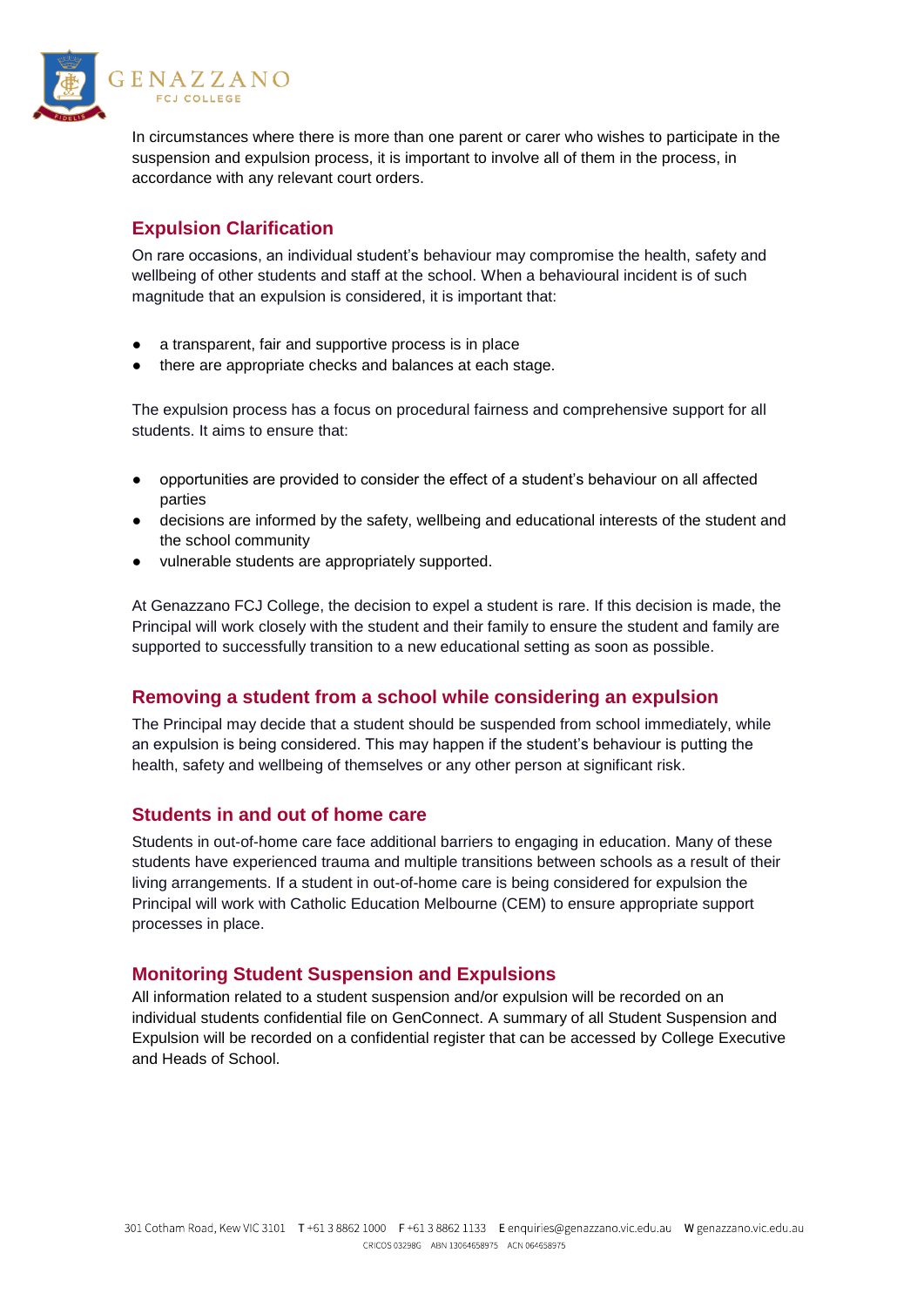In circumstances where there is more than one parent or carer who wishes to participate in the suspension and expulsion process, it is important to involve all of them in the process, in accordance with any relevant court orders.

## Expulsion Clarification

On rare occasions, an individual student's behaviour may compromise the health, safety and wellbeing of other students and staff at the school. When a behavioural incident is of such magnitude that an expulsion is considered, it is important that:

- a transparent, fair and supportive process is in place
- there are appropriate checks and balances at each stage.

The expulsion process has a focus on procedural fairness and comprehensive support for all students. It aims to ensure that:

- opportunities are provided to consider the effect of a student's behaviour on all affected parties
- decisions are informed by the safety, wellbeing and educational interests of the student and the school community
- vulnerable students are appropriately supported.

At Genazzano FCJ College, the decision to expel a student is rare. If this decision is made, the Principal will work closely with the student and their family to ensure the student and family are supported to successfully transition to a new educational setting as soon as possible.

## Removing a student from a school while considering an expulsion

The Principal may decide that a student should be suspended from school immediately, while an expulsion is being considered. This may happen if the student's behaviour is putting the health, safety and wellbeing of themselves or any other person at significant risk.

## Students in and out of home care

Students in out-of-home care face additional barriers to engaging in education. Many of these students have experienced trauma and multiple transitions between schools as a result of their living arrangements. If a student in out-of-home care is being considered for expulsion the Principal will work with Catholic Education Melbourne (CEM) to ensure appropriate support processes in place.

## Monitoring Student Suspension and Expulsions

All information related to a student suspension and/or expulsion will be recorded on an individual students confidential file on GenConnect. A summary of all Student Suspension and Expulsion will be recorded on a confidential register that can be accessed by College Executive and Heads of School.